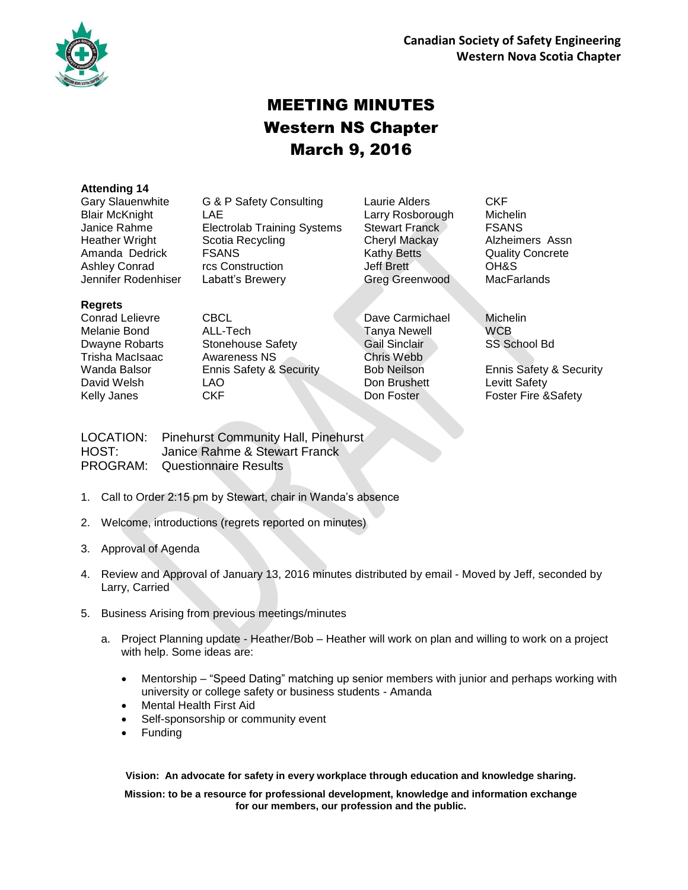**Canadian Society of Safety Engineering**
**Western Nova Scotia Chapter**

# MEETING MINUTES
# Western NS Chapter
# March 9, 2016

**Attending 14**

| | | | |
|---|---|---|---|
| Gary Slauenwhite | G & P Safety Consulting | Laurie Alders | CKF |
| Blair McKnight | LAE | Larry Rosborough | Michelin |
| Janice Rahme | Electrolab Training Systems | Stewart Franck | FSANS |
| Heather Wright | Scotia Recycling | Cheryl Mackay | Alzheimers Assn |
| Amanda Dedrick | FSANS | Kathy Betts | Quality Concrete |
| Ashley Conrad | rcs Construction | Jeff Brett | OH&S |
| Jennifer Rodenhiser | Labatt's Brewery | Greg Greenwood | MacFarlands |

**Regrets**

| | | | |
|---|---|---|---|
| Conrad Lelievre | CBCL | Dave Carmichael | Michelin |
| Melanie Bond | ALL-Tech | Tanya Newell | WCB |
| Dwayne Robarts | Stonehouse Safety | Gail Sinclair | SS School Bd |
| Trisha MacIsaac | Awareness NS | Chris Webb | |
| Wanda Balsor | Ennis Safety & Security | Bob Neilson | Ennis Safety & Security |
| David Welsh | LAO | Don Brushett | Levitt Safety |
| Kelly Janes | CKF | Don Foster | Foster Fire &Safety |

LOCATION: Pinehurst Community Hall, Pinehurst
HOST: Janice Rahme & Stewart Franck
PROGRAM: Questionnaire Results

1. Call to Order 2:15 pm by Stewart, chair in Wanda's absence
2. Welcome, introductions (regrets reported on minutes)
3. Approval of Agenda
4. Review and Approval of January 13, 2016 minutes distributed by email - Moved by Jeff, seconded by Larry, Carried
5. Business Arising from previous meetings/minutes
   a. Project Planning update - Heather/Bob – Heather will work on plan and willing to work on a project with help. Some ideas are:
      - Mentorship – "Speed Dating" matching up senior members with junior and perhaps working with university or college safety or business students - Amanda
      - Mental Health First Aid
      - Self-sponsorship or community event
      - Funding

**Vision: An advocate for safety in every workplace through education and knowledge sharing.**

**Mission: to be a resource for professional development, knowledge and information exchange for our members, our profession and the public.**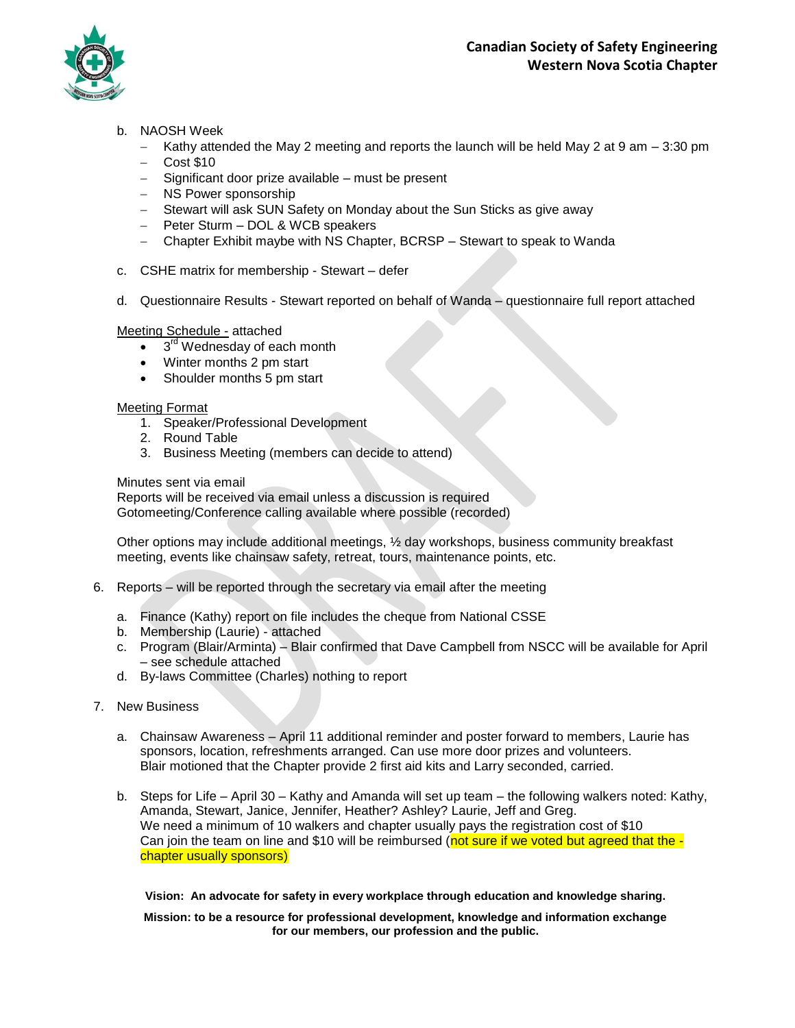b. NAOSH Week
   - Kathy attended the May 2 meeting and reports the launch will be held May 2 at 9 am – 3:30 pm
   - Cost $10
   - Significant door prize available – must be present
   - NS Power sponsorship
   - Stewart will ask SUN Safety on Monday about the Sun Sticks as give away
   - Peter Sturm – DOL & WCB speakers
   - Chapter Exhibit maybe with NS Chapter, BCRSP – Stewart to speak to Wanda

c. CSHE matrix for membership - Stewart – defer

d. Questionnaire Results - Stewart reported on behalf of Wanda – questionnaire full report attached

<u>Meeting Schedule -</u> attached

- 3rd Wednesday of each month
- Winter months 2 pm start
- Shoulder months 5 pm start

<u>Meeting Format</u>

1. Speaker/Professional Development
2. Round Table
3. Business Meeting (members can decide to attend)

Minutes sent via email
Reports will be received via email unless a discussion is required
Gotomeeting/Conference calling available where possible (recorded)

Other options may include additional meetings, ½ day workshops, business community breakfast meeting, events like chainsaw safety, retreat, tours, maintenance points, etc.

6. Reports – will be reported through the secretary via email after the meeting

   a. Finance (Kathy) report on file includes the cheque from National CSSE
   b. Membership (Laurie) - attached
   c. Program (Blair/Arminta) – Blair confirmed that Dave Campbell from NSCC will be available for April – see schedule attached
   d. By-laws Committee (Charles) nothing to report

7. New Business

   a. Chainsaw Awareness – April 11 additional reminder and poster forward to members, Laurie has sponsors, location, refreshments arranged. Can use more door prizes and volunteers.
      Blair motioned that the Chapter provide 2 first aid kits and Larry seconded, carried.

   b. Steps for Life – April 30 – Kathy and Amanda will set up team – the following walkers noted: Kathy, Amanda, Stewart, Janice, Jennifer, Heather? Ashley? Laurie, Jeff and Greg.
      We need a minimum of 10 walkers and chapter usually pays the registration cost of $10
      Can join the team on line and $10 will be reimbursed (not sure if we voted but agreed that the - chapter usually sponsors)

**Vision: An advocate for safety in every workplace through education and knowledge sharing.**

**Mission: to be a resource for professional development, knowledge and information exchange for our members, our profession and the public.**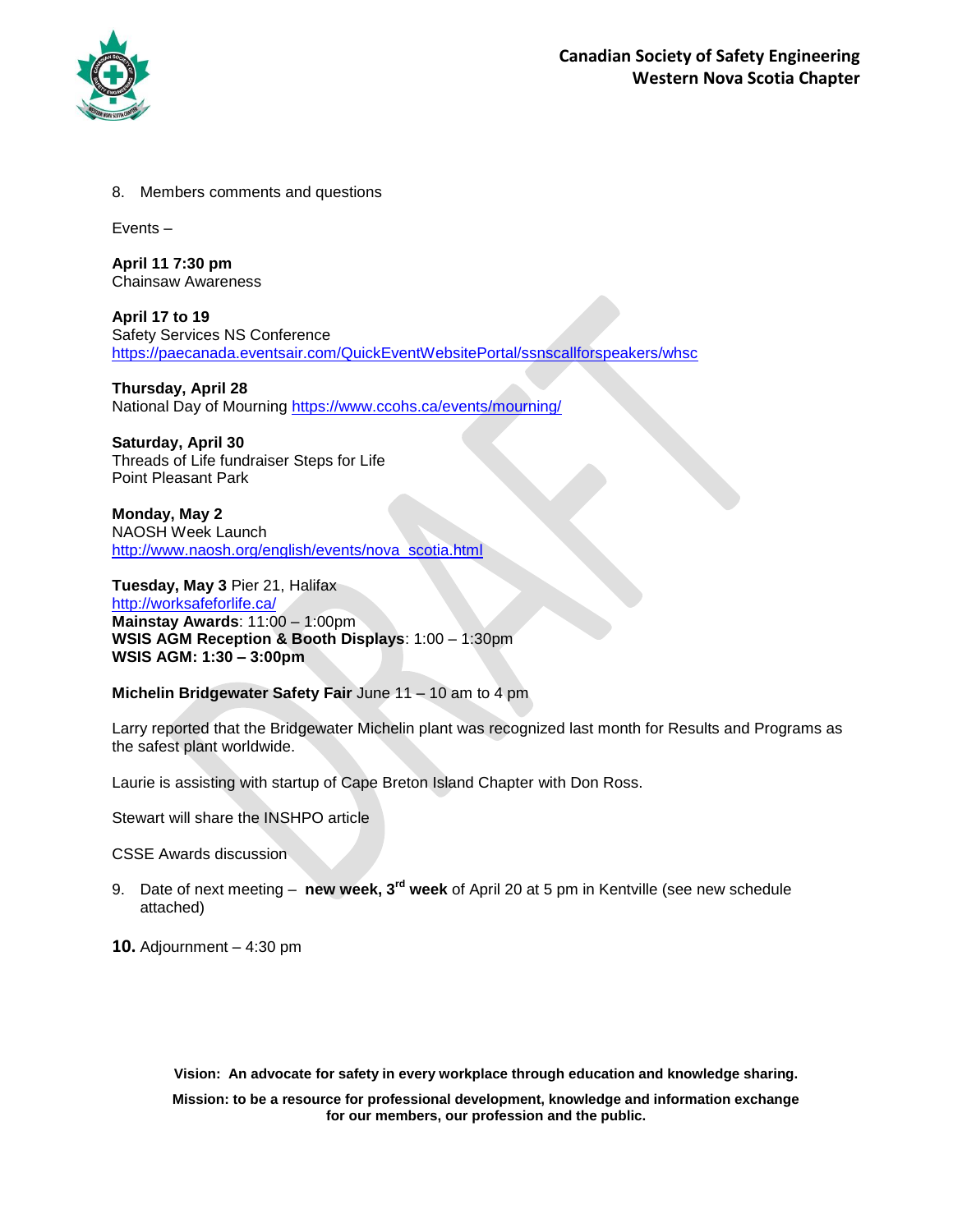8. Members comments and questions

Events –

**April 11 7:30 pm**
Chainsaw Awareness

**April 17 to 19**
Safety Services NS Conference
https://paecanada.eventsair.com/QuickEventWebsitePortal/ssnscallforspeakers/whsc

**Thursday, April 28**
National Day of Mourning https://www.ccohs.ca/events/mourning/

**Saturday, April 30**
Threads of Life fundraiser Steps for Life
Point Pleasant Park

**Monday, May 2**
NAOSH Week Launch
http://www.naosh.org/english/events/nova_scotia.html

**Tuesday, May 3** Pier 21, Halifax
http://worksafeforlife.ca/
**Mainstay Awards**: 11:00 – 1:00pm
**WSIS AGM Reception & Booth Displays**: 1:00 – 1:30pm
**WSIS AGM: 1:30 – 3:00pm**

**Michelin Bridgewater Safety Fair** June 11 – 10 am to 4 pm

Larry reported that the Bridgewater Michelin plant was recognized last month for Results and Programs as the safest plant worldwide.

Laurie is assisting with startup of Cape Breton Island Chapter with Don Ross.

Stewart will share the INSHPO article

CSSE Awards discussion

9. Date of next meeting – **new week, 3rd week** of April 20 at 5 pm in Kentville (see new schedule attached)

10. Adjournment – 4:30 pm

**Vision: An advocate for safety in every workplace through education and knowledge sharing.**

**Mission: to be a resource for professional development, knowledge and information exchange for our members, our profession and the public.**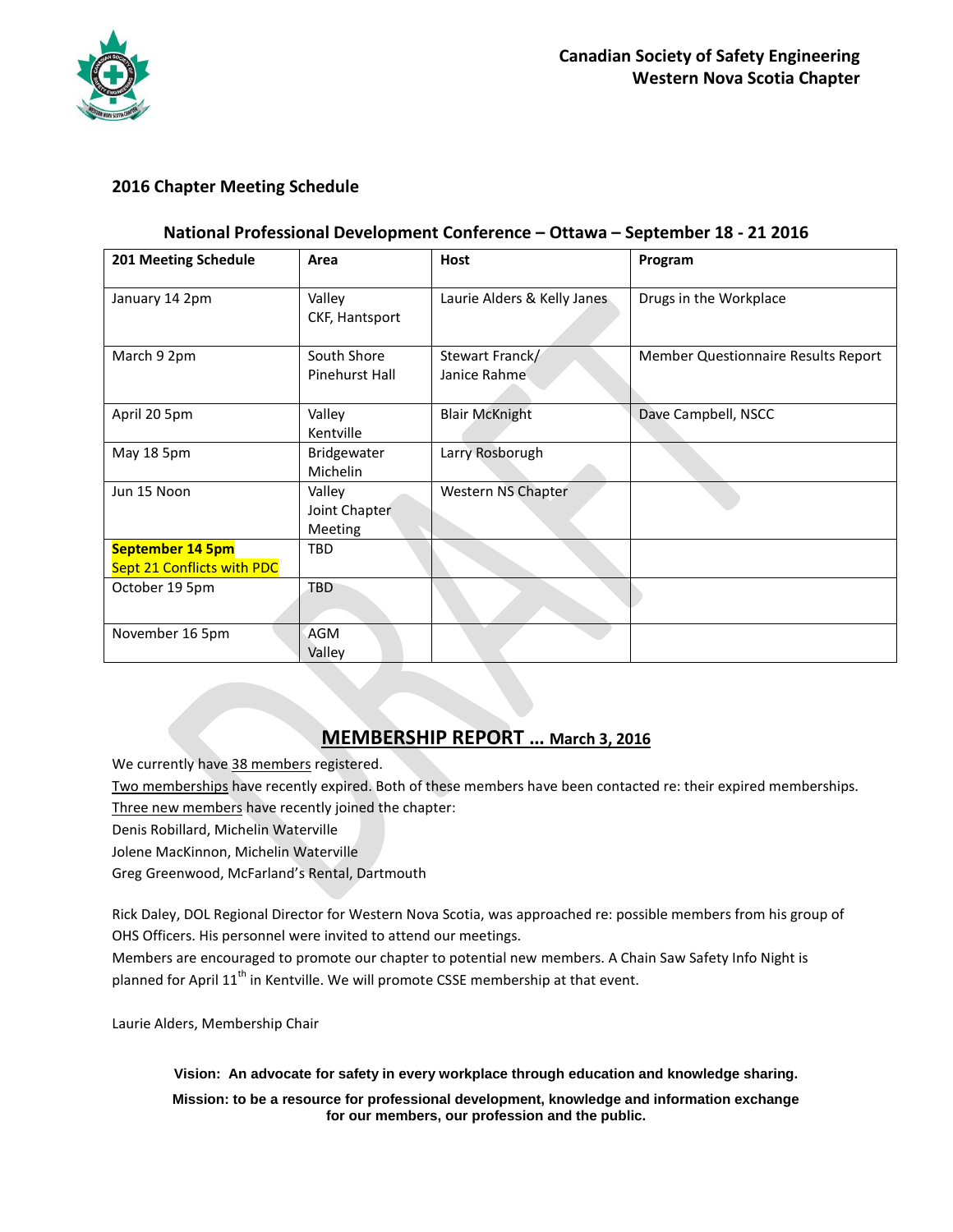**Canadian Society of Safety Engineering**
**Western Nova Scotia Chapter**

## 2016 Chapter Meeting Schedule

### National Professional Development Conference – Ottawa – September 18 - 21 2016

| 201 Meeting Schedule | Area | Host | Program |
|---|---|---|---|
| January 14 2pm | Valley<br>CKF, Hantsport | Laurie Alders & Kelly Janes | Drugs in the Workplace |
| March 9 2pm | South Shore<br>Pinehurst Hall | Stewart Franck/<br>Janice Rahme | Member Questionnaire Results Report |
| April 20 5pm | Valley<br>Kentville | Blair McKnight | Dave Campbell, NSCC |
| May 18 5pm | Bridgewater<br>Michelin | Larry Rosborugh | |
| Jun 15 Noon | Valley<br>Joint Chapter Meeting | Western NS Chapter | |
| **September 14 5pm**<br>Sept 21 Conflicts with PDC | TBD | | |
| October 19 5pm | TBD | | |
| November 16 5pm | AGM<br>Valley | | |

## MEMBERSHIP REPORT … March 3, 2016

We currently have 38 members registered.

Two memberships have recently expired. Both of these members have been contacted re: their expired memberships.

Three new members have recently joined the chapter:

Denis Robillard, Michelin Waterville

Jolene MacKinnon, Michelin Waterville

Greg Greenwood, McFarland's Rental, Dartmouth

Rick Daley, DOL Regional Director for Western Nova Scotia, was approached re: possible members from his group of OHS Officers. His personnel were invited to attend our meetings.

Members are encouraged to promote our chapter to potential new members. A Chain Saw Safety Info Night is planned for April 11th in Kentville. We will promote CSSE membership at that event.

Laurie Alders, Membership Chair

**Vision: An advocate for safety in every workplace through education and knowledge sharing.**

**Mission: to be a resource for professional development, knowledge and information exchange for our members, our profession and the public.**